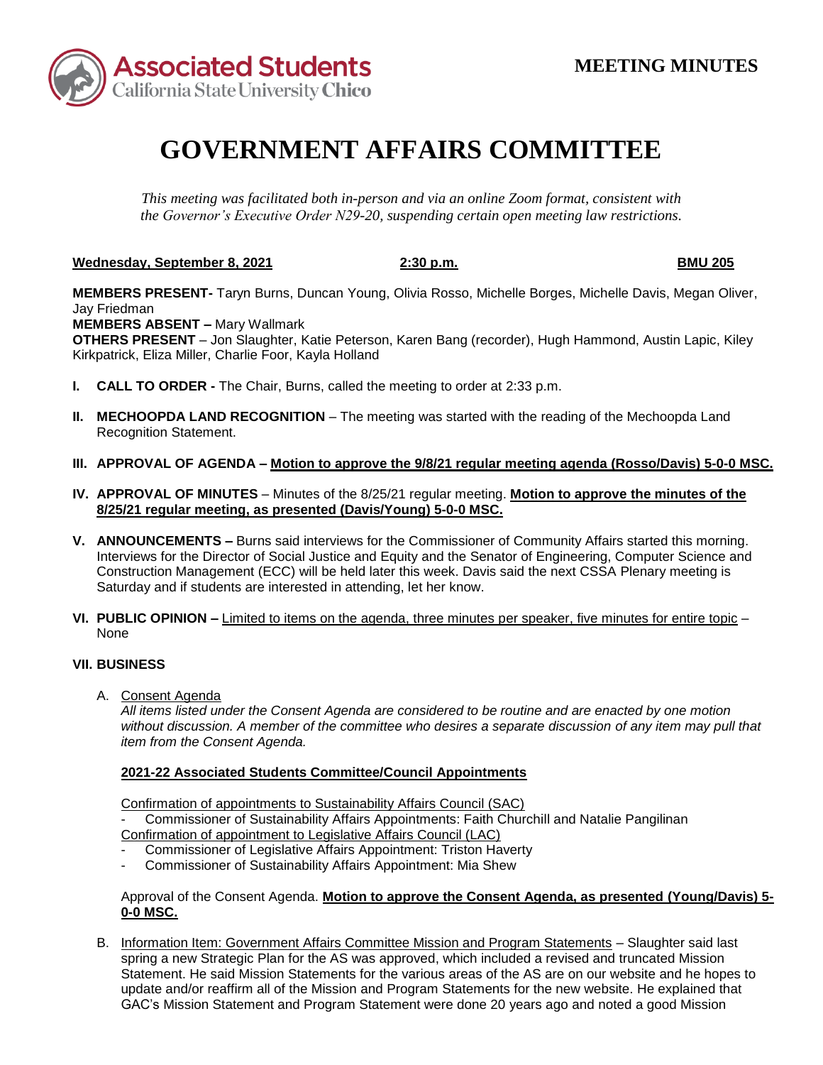**MEETING MINUTES**

# GOVERNMENT AFFAIRS COMMITTEE

*This meeting was facilitated both in-person and via an online Zoom format, consistent with the Governor's Executive Order N29-20, suspending certain open meeting law restrictions.*

**Wednesday, September 8, 2021** **2:30 p.m.** **BMU 205**

**MEMBERS PRESENT-** Taryn Burns, Duncan Young, Olivia Rosso, Michelle Borges, Michelle Davis, Megan Oliver, Jay Friedman
**MEMBERS ABSENT –** Mary Wallmark
**OTHERS PRESENT** – Jon Slaughter, Katie Peterson, Karen Bang (recorder), Hugh Hammond, Austin Lapic, Kiley Kirkpatrick, Eliza Miller, Charlie Foor, Kayla Holland

**I. CALL TO ORDER -** The Chair, Burns, called the meeting to order at 2:33 p.m.

**II. MECHOOPDA LAND RECOGNITION** – The meeting was started with the reading of the Mechoopda Land Recognition Statement.

**III. APPROVAL OF AGENDA – Motion to approve the 9/8/21 regular meeting agenda (Rosso/Davis) 5-0-0 MSC.**

**IV. APPROVAL OF MINUTES** – Minutes of the 8/25/21 regular meeting. **Motion to approve the minutes of the 8/25/21 regular meeting, as presented (Davis/Young) 5-0-0 MSC.**

**V. ANNOUNCEMENTS –** Burns said interviews for the Commissioner of Community Affairs started this morning. Interviews for the Director of Social Justice and Equity and the Senator of Engineering, Computer Science and Construction Management (ECC) will be held later this week. Davis said the next CSSA Plenary meeting is Saturday and if students are interested in attending, let her know.

**VI. PUBLIC OPINION –** Limited to items on the agenda, three minutes per speaker, five minutes for entire topic – None

**VII. BUSINESS**

A. Consent Agenda

*All items listed under the Consent Agenda are considered to be routine and are enacted by one motion without discussion. A member of the committee who desires a separate discussion of any item may pull that item from the Consent Agenda.*

**2021-22 Associated Students Committee/Council Appointments**

Confirmation of appointments to Sustainability Affairs Council (SAC)
- Commissioner of Sustainability Affairs Appointments: Faith Churchill and Natalie Pangilinan

Confirmation of appointment to Legislative Affairs Council (LAC)
- Commissioner of Legislative Affairs Appointment: Triston Haverty
- Commissioner of Sustainability Affairs Appointment: Mia Shew

Approval of the Consent Agenda. **Motion to approve the Consent Agenda, as presented (Young/Davis) 5-0-0 MSC.**

B. Information Item: Government Affairs Committee Mission and Program Statements – Slaughter said last spring a new Strategic Plan for the AS was approved, which included a revised and truncated Mission Statement. He said Mission Statements for the various areas of the AS are on our website and he hopes to update and/or reaffirm all of the Mission and Program Statements for the new website. He explained that GAC's Mission Statement and Program Statement were done 20 years ago and noted a good Mission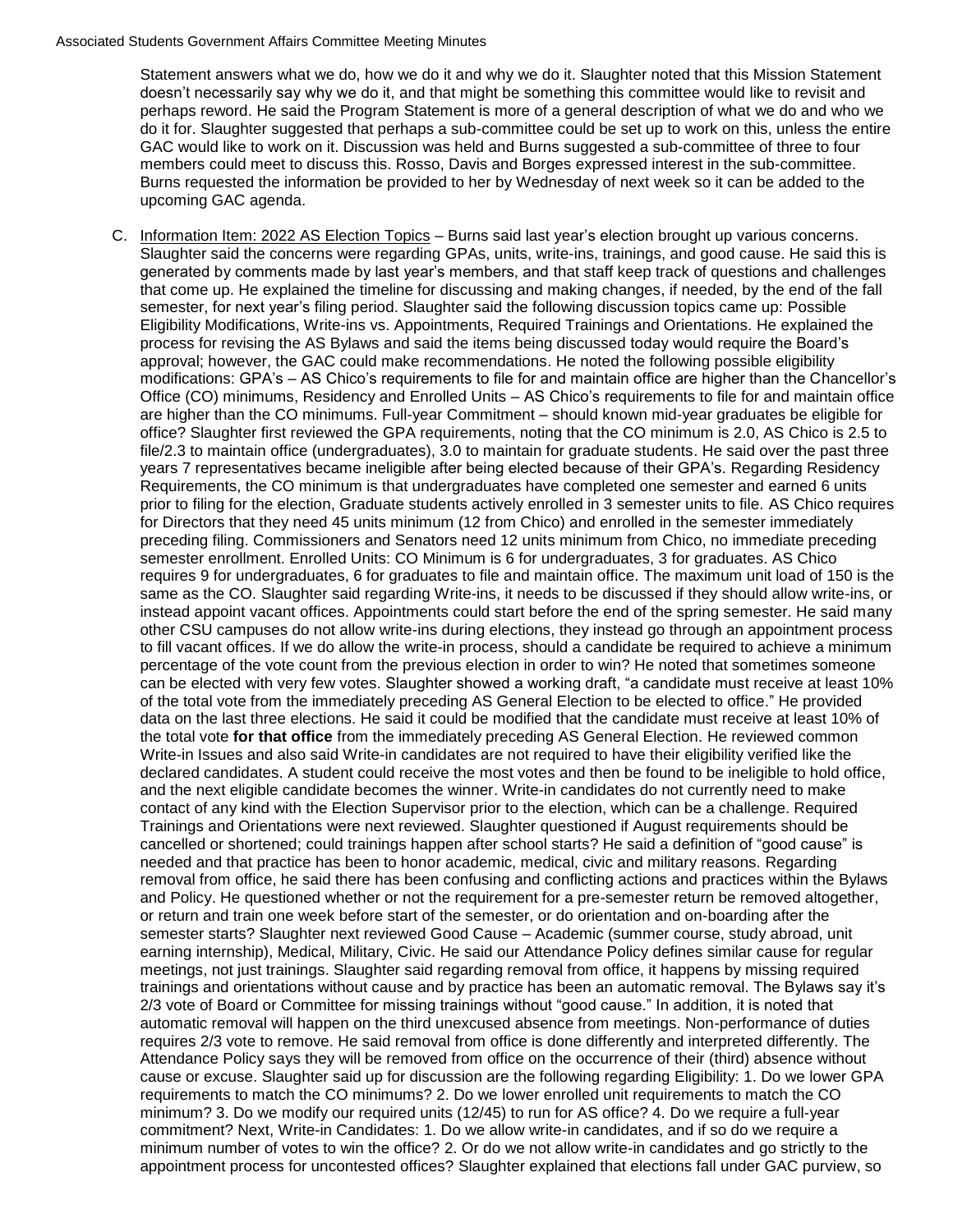Statement answers what we do, how we do it and why we do it. Slaughter noted that this Mission Statement doesn't necessarily say why we do it, and that might be something this committee would like to revisit and perhaps reword. He said the Program Statement is more of a general description of what we do and who we do it for. Slaughter suggested that perhaps a sub-committee could be set up to work on this, unless the entire GAC would like to work on it. Discussion was held and Burns suggested a sub-committee of three to four members could meet to discuss this. Rosso, Davis and Borges expressed interest in the sub-committee. Burns requested the information be provided to her by Wednesday of next week so it can be added to the upcoming GAC agenda.

C. <u>Information Item: 2022 AS Election Topics</u> – Burns said last year's election brought up various concerns. Slaughter said the concerns were regarding GPAs, units, write-ins, trainings, and good cause. He said this is generated by comments made by last year's members, and that staff keep track of questions and challenges that come up. He explained the timeline for discussing and making changes, if needed, by the end of the fall semester, for next year's filing period. Slaughter said the following discussion topics came up: Possible Eligibility Modifications, Write-ins vs. Appointments, Required Trainings and Orientations. He explained the process for revising the AS Bylaws and said the items being discussed today would require the Board's approval; however, the GAC could make recommendations. He noted the following possible eligibility modifications: GPA's – AS Chico's requirements to file for and maintain office are higher than the Chancellor's Office (CO) minimums, Residency and Enrolled Units – AS Chico's requirements to file for and maintain office are higher than the CO minimums. Full-year Commitment – should known mid-year graduates be eligible for office? Slaughter first reviewed the GPA requirements, noting that the CO minimum is 2.0, AS Chico is 2.5 to file/2.3 to maintain office (undergraduates), 3.0 to maintain for graduate students. He said over the past three years 7 representatives became ineligible after being elected because of their GPA's. Regarding Residency Requirements, the CO minimum is that undergraduates have completed one semester and earned 6 units prior to filing for the election, Graduate students actively enrolled in 3 semester units to file. AS Chico requires for Directors that they need 45 units minimum (12 from Chico) and enrolled in the semester immediately preceding filing. Commissioners and Senators need 12 units minimum from Chico, no immediate preceding semester enrollment. Enrolled Units: CO Minimum is 6 for undergraduates, 3 for graduates. AS Chico requires 9 for undergraduates, 6 for graduates to file and maintain office. The maximum unit load of 150 is the same as the CO. Slaughter said regarding Write-ins, it needs to be discussed if they should allow write-ins, or instead appoint vacant offices. Appointments could start before the end of the spring semester. He said many other CSU campuses do not allow write-ins during elections, they instead go through an appointment process to fill vacant offices. If we do allow the write-in process, should a candidate be required to achieve a minimum percentage of the vote count from the previous election in order to win? He noted that sometimes someone can be elected with very few votes. Slaughter showed a working draft, "a candidate must receive at least 10% of the total vote from the immediately preceding AS General Election to be elected to office." He provided data on the last three elections. He said it could be modified that the candidate must receive at least 10% of the total vote **for that office** from the immediately preceding AS General Election. He reviewed common Write-in Issues and also said Write-in candidates are not required to have their eligibility verified like the declared candidates. A student could receive the most votes and then be found to be ineligible to hold office, and the next eligible candidate becomes the winner. Write-in candidates do not currently need to make contact of any kind with the Election Supervisor prior to the election, which can be a challenge. Required Trainings and Orientations were next reviewed. Slaughter questioned if August requirements should be cancelled or shortened; could trainings happen after school starts? He said a definition of "good cause" is needed and that practice has been to honor academic, medical, civic and military reasons. Regarding removal from office, he said there has been confusing and conflicting actions and practices within the Bylaws and Policy. He questioned whether or not the requirement for a pre-semester return be removed altogether, or return and train one week before start of the semester, or do orientation and on-boarding after the semester starts? Slaughter next reviewed Good Cause – Academic (summer course, study abroad, unit earning internship), Medical, Military, Civic. He said our Attendance Policy defines similar cause for regular meetings, not just trainings. Slaughter said regarding removal from office, it happens by missing required trainings and orientations without cause and by practice has been an automatic removal. The Bylaws say it's 2/3 vote of Board or Committee for missing trainings without "good cause." In addition, it is noted that automatic removal will happen on the third unexcused absence from meetings. Non-performance of duties requires 2/3 vote to remove. He said removal from office is done differently and interpreted differently. The Attendance Policy says they will be removed from office on the occurrence of their (third) absence without cause or excuse. Slaughter said up for discussion are the following regarding Eligibility: 1. Do we lower GPA requirements to match the CO minimums? 2. Do we lower enrolled unit requirements to match the CO minimum? 3. Do we modify our required units (12/45) to run for AS office? 4. Do we require a full-year commitment? Next, Write-in Candidates: 1. Do we allow write-in candidates, and if so do we require a minimum number of votes to win the office? 2. Or do we not allow write-in candidates and go strictly to the appointment process for uncontested offices? Slaughter explained that elections fall under GAC purview, so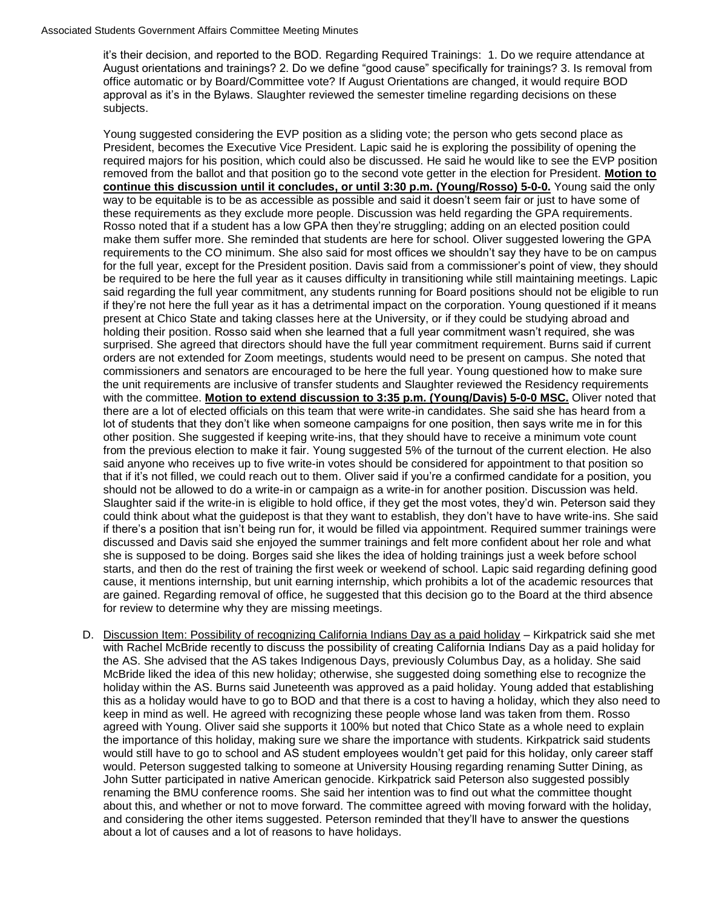it's their decision, and reported to the BOD. Regarding Required Trainings: 1. Do we require attendance at August orientations and trainings? 2. Do we define "good cause" specifically for trainings? 3. Is removal from office automatic or by Board/Committee vote? If August Orientations are changed, it would require BOD approval as it's in the Bylaws. Slaughter reviewed the semester timeline regarding decisions on these subjects.

Young suggested considering the EVP position as a sliding vote; the person who gets second place as President, becomes the Executive Vice President. Lapic said he is exploring the possibility of opening the required majors for his position, which could also be discussed. He said he would like to see the EVP position removed from the ballot and that position go to the second vote getter in the election for President. **Motion to continue this discussion until it concludes, or until 3:30 p.m. (Young/Rosso) 5-0-0.** Young said the only way to be equitable is to be as accessible as possible and said it doesn't seem fair or just to have some of these requirements as they exclude more people. Discussion was held regarding the GPA requirements. Rosso noted that if a student has a low GPA then they're struggling; adding on an elected position could make them suffer more. She reminded that students are here for school. Oliver suggested lowering the GPA requirements to the CO minimum. She also said for most offices we shouldn't say they have to be on campus for the full year, except for the President position. Davis said from a commissioner's point of view, they should be required to be here the full year as it causes difficulty in transitioning while still maintaining meetings. Lapic said regarding the full year commitment, any students running for Board positions should not be eligible to run if they're not here the full year as it has a detrimental impact on the corporation. Young questioned if it means present at Chico State and taking classes here at the University, or if they could be studying abroad and holding their position. Rosso said when she learned that a full year commitment wasn't required, she was surprised. She agreed that directors should have the full year commitment requirement. Burns said if current orders are not extended for Zoom meetings, students would need to be present on campus. She noted that commissioners and senators are encouraged to be here the full year. Young questioned how to make sure the unit requirements are inclusive of transfer students and Slaughter reviewed the Residency requirements with the committee. **Motion to extend discussion to 3:35 p.m. (Young/Davis) 5-0-0 MSC.** Oliver noted that there are a lot of elected officials on this team that were write-in candidates. She said she has heard from a lot of students that they don't like when someone campaigns for one position, then says write me in for this other position. She suggested if keeping write-ins, that they should have to receive a minimum vote count from the previous election to make it fair. Young suggested 5% of the turnout of the current election. He also said anyone who receives up to five write-in votes should be considered for appointment to that position so that if it's not filled, we could reach out to them. Oliver said if you're a confirmed candidate for a position, you should not be allowed to do a write-in or campaign as a write-in for another position. Discussion was held. Slaughter said if the write-in is eligible to hold office, if they get the most votes, they'd win. Peterson said they could think about what the guidepost is that they want to establish, they don't have to have write-ins. She said if there's a position that isn't being run for, it would be filled via appointment. Required summer trainings were discussed and Davis said she enjoyed the summer trainings and felt more confident about her role and what she is supposed to be doing. Borges said she likes the idea of holding trainings just a week before school starts, and then do the rest of training the first week or weekend of school. Lapic said regarding defining good cause, it mentions internship, but unit earning internship, which prohibits a lot of the academic resources that are gained. Regarding removal of office, he suggested that this decision go to the Board at the third absence for review to determine why they are missing meetings.

D. Discussion Item: Possibility of recognizing California Indians Day as a paid holiday – Kirkpatrick said she met with Rachel McBride recently to discuss the possibility of creating California Indians Day as a paid holiday for the AS. She advised that the AS takes Indigenous Days, previously Columbus Day, as a holiday. She said McBride liked the idea of this new holiday; otherwise, she suggested doing something else to recognize the holiday within the AS. Burns said Juneteenth was approved as a paid holiday. Young added that establishing this as a holiday would have to go to BOD and that there is a cost to having a holiday, which they also need to keep in mind as well. He agreed with recognizing these people whose land was taken from them. Rosso agreed with Young. Oliver said she supports it 100% but noted that Chico State as a whole need to explain the importance of this holiday, making sure we share the importance with students. Kirkpatrick said students would still have to go to school and AS student employees wouldn't get paid for this holiday, only career staff would. Peterson suggested talking to someone at University Housing regarding renaming Sutter Dining, as John Sutter participated in native American genocide. Kirkpatrick said Peterson also suggested possibly renaming the BMU conference rooms. She said her intention was to find out what the committee thought about this, and whether or not to move forward. The committee agreed with moving forward with the holiday, and considering the other items suggested. Peterson reminded that they'll have to answer the questions about a lot of causes and a lot of reasons to have holidays.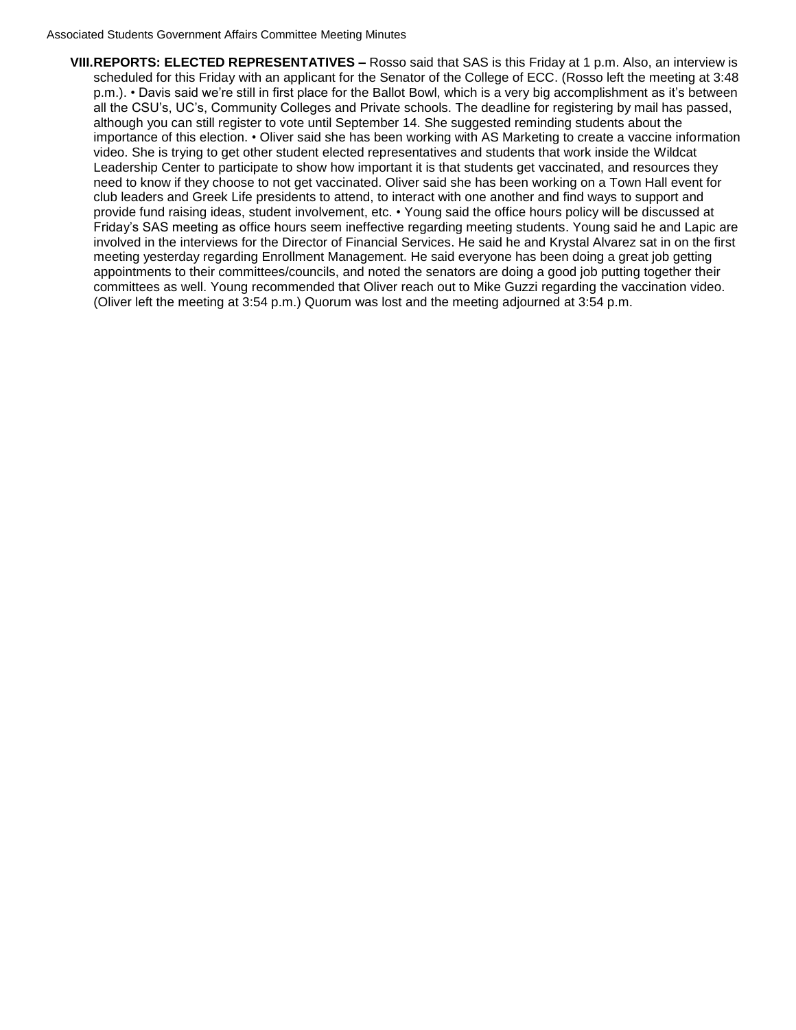**VIII. REPORTS: ELECTED REPRESENTATIVES –** Rosso said that SAS is this Friday at 1 p.m. Also, an interview is scheduled for this Friday with an applicant for the Senator of the College of ECC. (Rosso left the meeting at 3:48 p.m.). • Davis said we're still in first place for the Ballot Bowl, which is a very big accomplishment as it's between all the CSU's, UC's, Community Colleges and Private schools. The deadline for registering by mail has passed, although you can still register to vote until September 14. She suggested reminding students about the importance of this election. • Oliver said she has been working with AS Marketing to create a vaccine information video. She is trying to get other student elected representatives and students that work inside the Wildcat Leadership Center to participate to show how important it is that students get vaccinated, and resources they need to know if they choose to not get vaccinated. Oliver said she has been working on a Town Hall event for club leaders and Greek Life presidents to attend, to interact with one another and find ways to support and provide fund raising ideas, student involvement, etc. • Young said the office hours policy will be discussed at Friday's SAS meeting as office hours seem ineffective regarding meeting students. Young said he and Lapic are involved in the interviews for the Director of Financial Services. He said he and Krystal Alvarez sat in on the first meeting yesterday regarding Enrollment Management. He said everyone has been doing a great job getting appointments to their committees/councils, and noted the senators are doing a good job putting together their committees as well. Young recommended that Oliver reach out to Mike Guzzi regarding the vaccination video. (Oliver left the meeting at 3:54 p.m.) Quorum was lost and the meeting adjourned at 3:54 p.m.